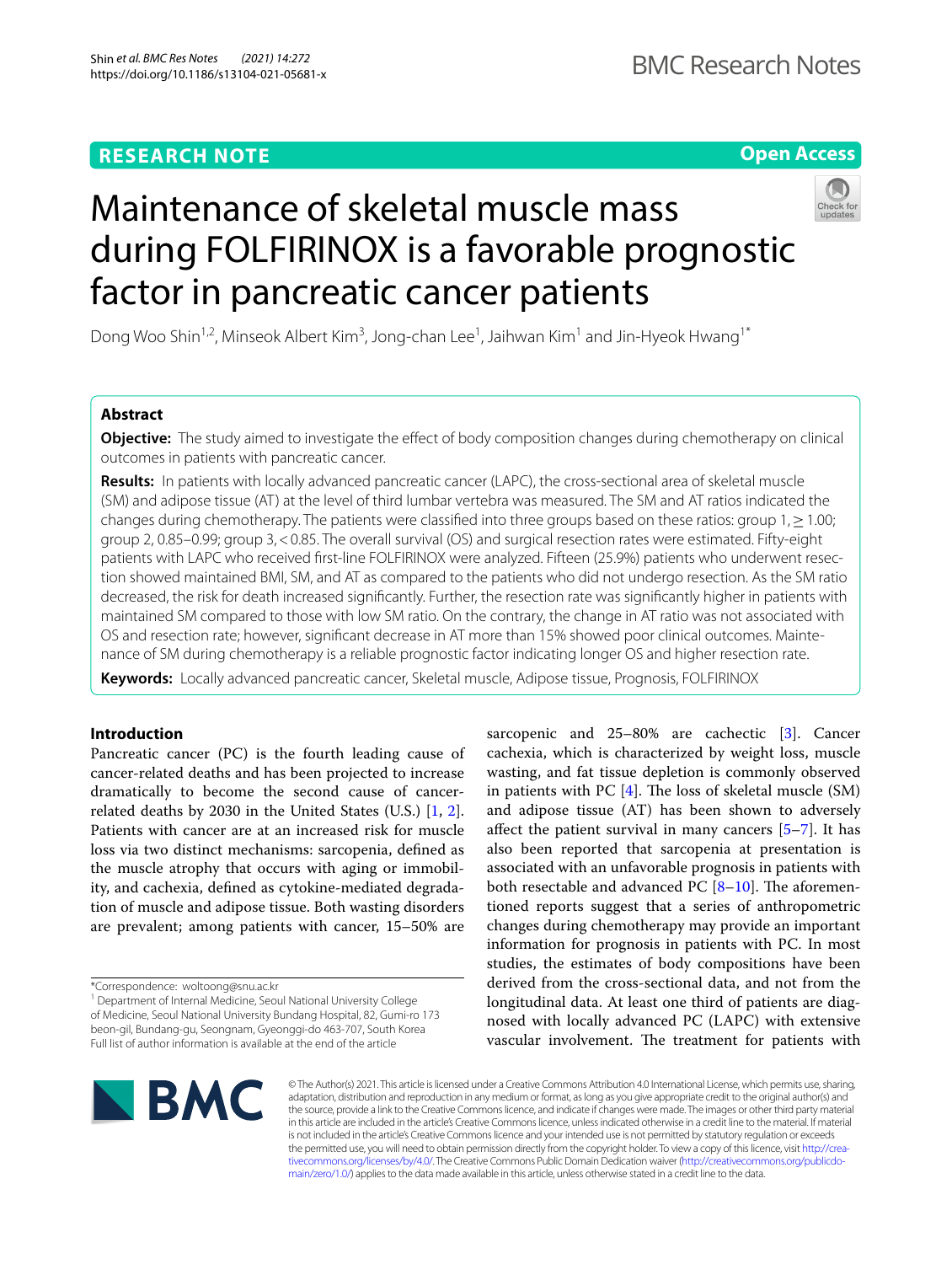RESEARCH NOTE

Open Access

# Maintenance of skeletal muscle mass during FOLFIRINOX is a favorable prognostic factor in pancreatic cancer patients

Dong Woo Shin[1,2], Minseok Albert Kim[3], Jong-chan Lee[1], Jaihwan Kim[1] and Jin-Hyeok Hwang[1*]

## Abstract

**Objective:** The study aimed to investigate the effect of body composition changes during chemotherapy on clinical outcomes in patients with pancreatic cancer.

**Results:** In patients with locally advanced pancreatic cancer (LAPC), the cross-sectional area of skeletal muscle (SM) and adipose tissue (AT) at the level of third lumbar vertebra was measured. The SM and AT ratios indicated the changes during chemotherapy. The patients were classified into three groups based on these ratios: group 1, ≥ 1.00; group 2, 0.85–0.99; group 3, < 0.85. The overall survival (OS) and surgical resection rates were estimated. Fifty-eight patients with LAPC who received first-line FOLFIRINOX were analyzed. Fifteen (25.9%) patients who underwent resection showed maintained BMI, SM, and AT as compared to the patients who did not undergo resection. As the SM ratio decreased, the risk for death increased significantly. Further, the resection rate was significantly higher in patients with maintained SM compared to those with low SM ratio. On the contrary, the change in AT ratio was not associated with OS and resection rate; however, significant decrease in AT more than 15% showed poor clinical outcomes. Maintenance of SM during chemotherapy is a reliable prognostic factor indicating longer OS and higher resection rate.

**Keywords:** Locally advanced pancreatic cancer, Skeletal muscle, Adipose tissue, Prognosis, FOLFIRINOX

## Introduction

Pancreatic cancer (PC) is the fourth leading cause of cancer-related deaths and has been projected to increase dramatically to become the second cause of cancer-related deaths by 2030 in the United States (U.S.) [1, 2]. Patients with cancer are at an increased risk for muscle loss via two distinct mechanisms: sarcopenia, defined as the muscle atrophy that occurs with aging or immobility, and cachexia, defined as cytokine-mediated degradation of muscle and adipose tissue. Both wasting disorders are prevalent; among patients with cancer, 15–50% are sarcopenic and 25–80% are cachectic [3]. Cancer cachexia, which is characterized by weight loss, muscle wasting, and fat tissue depletion is commonly observed in patients with PC [4]. The loss of skeletal muscle (SM) and adipose tissue (AT) has been shown to adversely affect the patient survival in many cancers [5–7]. It has also been reported that sarcopenia at presentation is associated with an unfavorable prognosis in patients with both resectable and advanced PC [8–10]. The aforementioned reports suggest that a series of anthropometric changes during chemotherapy may provide an important information for prognosis in patients with PC. In most studies, the estimates of body compositions have been derived from the cross-sectional data, and not from the longitudinal data. At least one third of patients are diagnosed with locally advanced PC (LAPC) with extensive vascular involvement. The treatment for patients with

*Correspondence: woltoong@snu.ac.kr
[1] Department of Internal Medicine, Seoul National University College of Medicine, Seoul National University Bundang Hospital, 82, Gumi-ro 173 beon-gil, Bundang-gu, Seongnam, Gyeonggi-do 463-707, South Korea
Full list of author information is available at the end of the article

© The Author(s) 2021. This article is licensed under a Creative Commons Attribution 4.0 International License, which permits use, sharing, adaptation, distribution and reproduction in any medium or format, as long as you give appropriate credit to the original author(s) and the source, provide a link to the Creative Commons licence, and indicate if changes were made. The images or other third party material in this article are included in the article's Creative Commons licence, unless indicated otherwise in a credit line to the material. If material is not included in the article's Creative Commons licence and your intended use is not permitted by statutory regulation or exceeds the permitted use, you will need to obtain permission directly from the copyright holder. To view a copy of this licence, visit http://creativecommons.org/licenses/by/4.0/. The Creative Commons Public Domain Dedication waiver (http://creativecommons.org/publicdomain/zero/1.0/) applies to the data made available in this article, unless otherwise stated in a credit line to the data.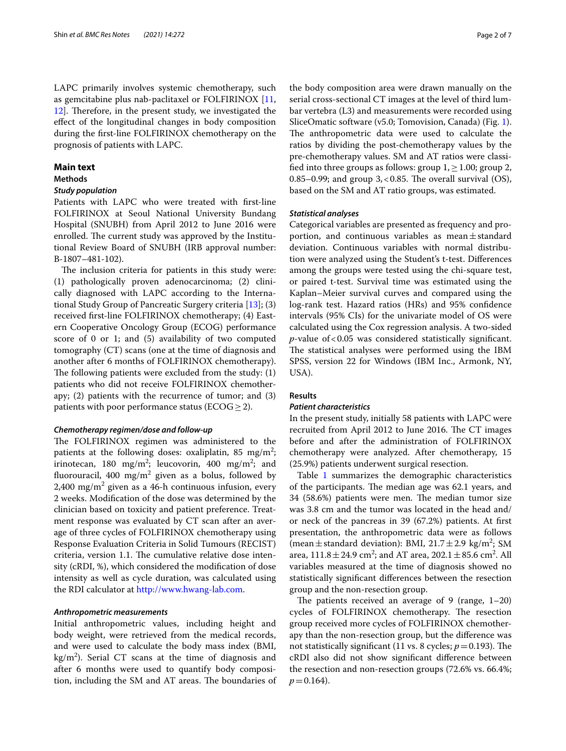LAPC primarily involves systemic chemotherapy, such as gemcitabine plus nab-paclitaxel or FOLFIRINOX [11, 12]. Therefore, in the present study, we investigated the effect of the longitudinal changes in body composition during the first-line FOLFIRINOX chemotherapy on the prognosis of patients with LAPC.

## Main text

### Methods

#### *Study population*

Patients with LAPC who were treated with first-line FOLFIRINOX at Seoul National University Bundang Hospital (SNUBH) from April 2012 to June 2016 were enrolled. The current study was approved by the Institutional Review Board of SNUBH (IRB approval number: B-1807–481-102).

The inclusion criteria for patients in this study were: (1) pathologically proven adenocarcinoma; (2) clinically diagnosed with LAPC according to the International Study Group of Pancreatic Surgery criteria [13]; (3) received first-line FOLFIRINOX chemotherapy; (4) Eastern Cooperative Oncology Group (ECOG) performance score of 0 or 1; and (5) availability of two computed tomography (CT) scans (one at the time of diagnosis and another after 6 months of FOLFIRINOX chemotherapy). The following patients were excluded from the study: (1) patients who did not receive FOLFIRINOX chemotherapy; (2) patients with the recurrence of tumor; and (3) patients with poor performance status (ECOG $\geq$ 2).

#### *Chemotherapy regimen/dose and follow-up*

The FOLFIRINOX regimen was administered to the patients at the following doses: oxaliplatin, 85 mg/m$^2$; irinotecan, 180 mg/m$^2$; leucovorin, 400 mg/m$^2$; and fluorouracil, 400 mg/m$^2$ given as a bolus, followed by 2,400 mg/m$^2$ given as a 46-h continuous infusion, every 2 weeks. Modification of the dose was determined by the clinician based on toxicity and patient preference. Treatment response was evaluated by CT scan after an average of three cycles of FOLFIRINOX chemotherapy using Response Evaluation Criteria in Solid Tumours (RECIST) criteria, version 1.1. The cumulative relative dose intensity (cRDI, %), which considered the modification of dose intensity as well as cycle duration, was calculated using the RDI calculator at http://www.hwang-lab.com.

#### *Anthropometric measurements*

Initial anthropometric values, including height and body weight, were retrieved from the medical records, and were used to calculate the body mass index (BMI, kg/m$^2$). Serial CT scans at the time of diagnosis and after 6 months were used to quantify body composition, including the SM and AT areas. The boundaries of the body composition area were drawn manually on the serial cross-sectional CT images at the level of third lumbar vertebra (L3) and measurements were recorded using SliceOmatic software (v5.0; Tomovision, Canada) (Fig. 1). The anthropometric data were used to calculate the ratios by dividing the post-chemotherapy values by the pre-chemotherapy values. SM and AT ratios were classified into three groups as follows: group 1, $\geq$ 1.00; group 2, 0.85–0.99; and group 3, < 0.85. The overall survival (OS), based on the SM and AT ratio groups, was estimated.

#### *Statistical analyses*

Categorical variables are presented as frequency and proportion, and continuous variables as mean ± standard deviation. Continuous variables with normal distribution were analyzed using the Student's t-test. Differences among the groups were tested using the chi-square test, or paired t-test. Survival time was estimated using the Kaplan–Meier survival curves and compared using the log-rank test. Hazard ratios (HRs) and 95% confidence intervals (95% CIs) for the univariate model of OS were calculated using the Cox regression analysis. A two-sided $p$-value of $< 0.05$ was considered statistically significant. The statistical analyses were performed using the IBM SPSS, version 22 for Windows (IBM Inc., Armonk, NY, USA).

### Results

#### *Patient characteristics*

In the present study, initially 58 patients with LAPC were recruited from April 2012 to June 2016. The CT images before and after the administration of FOLFIRINOX chemotherapy were analyzed. After chemotherapy, 15 (25.9%) patients underwent surgical resection.

Table 1 summarizes the demographic characteristics of the participants. The median age was 62.1 years, and 34 (58.6%) patients were men. The median tumor size was 3.8 cm and the tumor was located in the head and/or neck of the pancreas in 39 (67.2%) patients. At first presentation, the anthropometric data were as follows (mean ± standard deviation): BMI, 21.7 ± 2.9 kg/m$^2$; SM area, 111.8 ± 24.9 cm$^2$; and AT area, 202.1 ± 85.6 cm$^2$. All variables measured at the time of diagnosis showed no statistically significant differences between the resection group and the non-resection group.

The patients received an average of 9 (range, 1–20) cycles of FOLFIRINOX chemotherapy. The resection group received more cycles of FOLFIRINOX chemotherapy than the non-resection group, but the difference was not statistically significant (11 vs. 8 cycles; $p = 0.193$). The cRDI also did not show significant difference between the resection and non-resection groups (72.6% vs. 66.4%; $p = 0.164$).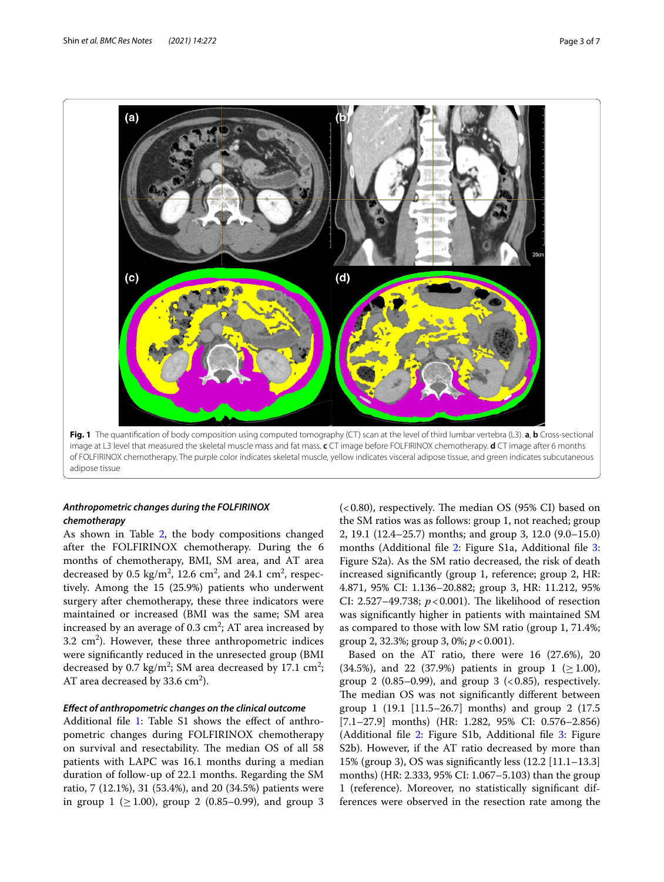**Fig. 1** The quantification of body composition using computed tomography (CT) scan at the level of third lumbar vertebra (L3). **a**, **b** Cross-sectional image at L3 level that measured the skeletal muscle mass and fat mass. **c** CT image before FOLFIRINOX chemotherapy. **d** CT image after 6 months of FOLFIRINOX chemotherapy. The purple color indicates skeletal muscle, yellow indicates visceral adipose tissue, and green indicates subcutaneous adipose tissue

### *Anthropometric changes during the FOLFIRINOX chemotherapy*

As shown in Table 2, the body compositions changed after the FOLFIRINOX chemotherapy. During the 6 months of chemotherapy, BMI, SM area, and AT area decreased by 0.5 kg/m$^2$, 12.6 cm$^2$, and 24.1 cm$^2$, respectively. Among the 15 (25.9%) patients who underwent surgery after chemotherapy, these three indicators were maintained or increased (BMI was the same; SM area increased by an average of 0.3 cm$^2$; AT area increased by 3.2 cm$^2$). However, these three anthropometric indices were significantly reduced in the unresected group (BMI decreased by 0.7 kg/m$^2$; SM area decreased by 17.1 cm$^2$; AT area decreased by 33.6 cm$^2$).

### *Effect of anthropometric changes on the clinical outcome*

Additional file 1: Table S1 shows the effect of anthropometric changes during FOLFIRINOX chemotherapy on survival and resectability. The median OS of all 58 patients with LAPC was 16.1 months during a median duration of follow-up of 22.1 months. Regarding the SM ratio, 7 (12.1%), 31 (53.4%), and 20 (34.5%) patients were in group 1 ($\geq$ 1.00), group 2 (0.85–0.99), and group 3 (< 0.80), respectively. The median OS (95% CI) based on the SM ratios was as follows: group 1, not reached; group 2, 19.1 (12.4–25.7) months; and group 3, 12.0 (9.0–15.0) months (Additional file 2: Figure S1a, Additional file 3: Figure S2a). As the SM ratio decreased, the risk of death increased significantly (group 1, reference; group 2, HR: 4.871, 95% CI: 1.136–20.882; group 3, HR: 11.212, 95% CI: 2.527–49.738; $p < 0.001$). The likelihood of resection was significantly higher in patients with maintained SM as compared to those with low SM ratio (group 1, 71.4%; group 2, 32.3%; group 3, 0%; $p < 0.001$).

Based on the AT ratio, there were 16 (27.6%), 20 (34.5%), and 22 (37.9%) patients in group 1 ($\geq$ 1.00), group 2 (0.85–0.99), and group 3 (< 0.85), respectively. The median OS was not significantly different between group 1 (19.1 [11.5–26.7] months) and group 2 (17.5 [7.1–27.9] months) (HR: 1.282, 95% CI: 0.576–2.856) (Additional file 2: Figure S1b, Additional file 3: Figure S2b). However, if the AT ratio decreased by more than 15% (group 3), OS was significantly less (12.2 [11.1–13.3] months) (HR: 2.333, 95% CI: 1.067–5.103) than the group 1 (reference). Moreover, no statistically significant differences were observed in the resection rate among the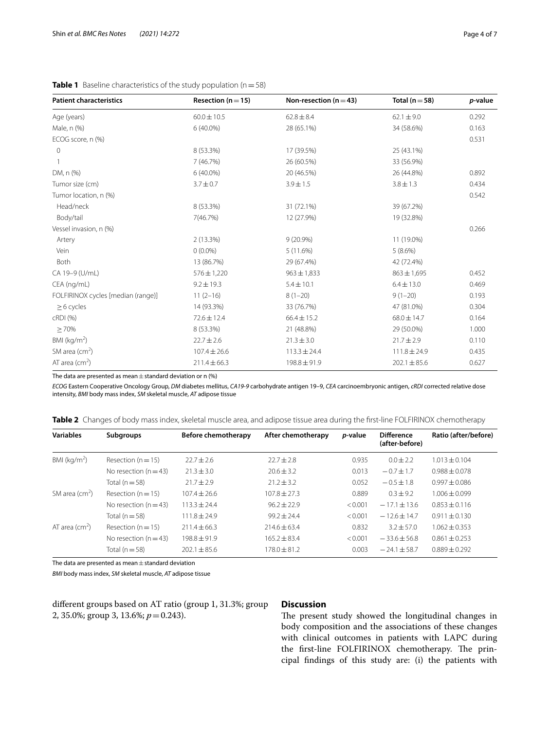**Table 1** Baseline characteristics of the study population (n = 58)

| Patient characteristics | Resection (n = 15) | Non-resection (n = 43) | Total (n = 58) | *p*-value |
|---|---|---|---|---|
| Age (years) | 60.0 ± 10.5 | 62.8 ± 8.4 | 62.1 ± 9.0 | 0.292 |
| Male, n (%) | 6 (40.0%) | 28 (65.1%) | 34 (58.6%) | 0.163 |
| ECOG score, n (%) | | | | 0.531 |
| 0 | 8 (53.3%) | 17 (39.5%) | 25 (43.1%) | |
| 1 | 7 (46.7%) | 26 (60.5%) | 33 (56.9%) | |
| DM, n (%) | 6 (40.0%) | 20 (46.5%) | 26 (44.8%) | 0.892 |
| Tumor size (cm) | 3.7 ± 0.7 | 3.9 ± 1.5 | 3.8 ± 1.3 | 0.434 |
| Tumor location, n (%) | | | | 0.542 |
| Head/neck | 8 (53.3%) | 31 (72.1%) | 39 (67.2%) | |
| Body/tail | 7(46.7%) | 12 (27.9%) | 19 (32.8%) | |
| Vessel invasion, n (%) | | | | 0.266 |
| Artery | 2 (13.3%) | 9 (20.9%) | 11 (19.0%) | |
| Vein | 0 (0.0%) | 5 (11.6%) | 5 (8.6%) | |
| Both | 13 (86.7%) | 29 (67.4%) | 42 (72.4%) | |
| CA 19–9 (U/mL) | 576 ± 1,220 | 963 ± 1,833 | 863 ± 1,695 | 0.452 |
| CEA (ng/mL) | 9.2 ± 19.3 | 5.4 ± 10.1 | 6.4 ± 13.0 | 0.469 |
| FOLFIRINOX cycles [median (range)] | 11 (2–16) | 8 (1–20) | 9 (1–20) | 0.193 |
| ≥ 6 cycles | 14 (93.3%) | 33 (76.7%) | 47 (81.0%) | 0.304 |
| cRDI (%) | 72.6 ± 12.4 | 66.4 ± 15.2 | 68.0 ± 14.7 | 0.164 |
| ≥ 70% | 8 (53.3%) | 21 (48.8%) | 29 (50.0%) | 1.000 |
| BMI (kg/m$^2$) | 22.7 ± 2.6 | 21.3 ± 3.0 | 21.7 ± 2.9 | 0.110 |
| SM area (cm$^2$) | 107.4 ± 26.6 | 113.3 ± 24.4 | 111.8 ± 24.9 | 0.435 |
| AT area (cm$^2$) | 211.4 ± 66.3 | 198.8 ± 91.9 | 202.1 ± 85.6 | 0.627 |

The data are presented as mean ± standard deviation or n (%)

*ECOG* Eastern Cooperative Oncology Group, *DM* diabetes mellitus, *CA19-9* carbohydrate antigen 19–9, *CEA* carcinoembryonic antigen, *cRDI* corrected relative dose intensity, *BMI* body mass index, *SM* skeletal muscle, *AT* adipose tissue

**Table 2** Changes of body mass index, skeletal muscle area, and adipose tissue area during the first-line FOLFIRINOX chemotherapy

| Variables | Subgroups | Before chemotherapy | After chemotherapy | *p*-value | Difference (after-before) | Ratio (after/before) |
|---|---|---|---|---|---|---|
| BMI (kg/m$^2$) | Resection (n = 15) | 22.7 ± 2.6 | 22.7 ± 2.8 | 0.935 | 0.0 ± 2.2 | 1.013 ± 0.104 |
| | No resection (n = 43) | 21.3 ± 3.0 | 20.6 ± 3.2 | 0.013 | − 0.7 ± 1.7 | 0.988 ± 0.078 |
| | Total (n = 58) | 21.7 ± 2.9 | 21.2 ± 3.2 | 0.052 | − 0.5 ± 1.8 | 0.997 ± 0.086 |
| SM area (cm$^2$) | Resection (n = 15) | 107.4 ± 26.6 | 107.8 ± 27.3 | 0.889 | 0.3 ± 9.2 | 1.006 ± 0.099 |
| | No resection (n = 43) | 113.3 ± 24.4 | 96.2 ± 22.9 | < 0.001 | − 17.1 ± 13.6 | 0.853 ± 0.116 |
| | Total (n = 58) | 111.8 ± 24.9 | 99.2 ± 24.4 | < 0.001 | − 12.6 ± 14.7 | 0.911 ± 0.130 |
| AT area (cm$^2$) | Resection (n = 15) | 211.4 ± 66.3 | 214.6 ± 63.4 | 0.832 | 3.2 ± 57.0 | 1.062 ± 0.353 |
| | No resection (n = 43) | 198.8 ± 91.9 | 165.2 ± 83.4 | < 0.001 | − 33.6 ± 56.8 | 0.861 ± 0.253 |
| | Total (n = 58) | 202.1 ± 85.6 | 178.0 ± 81.2 | 0.003 | − 24.1 ± 58.7 | 0.889 ± 0.292 |

The data are presented as mean ± standard deviation

*BMI* body mass index, *SM* skeletal muscle, *AT* adipose tissue

different groups based on AT ratio (group 1, 31.3%; group 2, 35.0%; group 3, 13.6%; $p = 0.243$).

## Discussion

The present study showed the longitudinal changes in body composition and the associations of these changes with clinical outcomes in patients with LAPC during the first-line FOLFIRINOX chemotherapy. The principal findings of this study are: (i) the patients with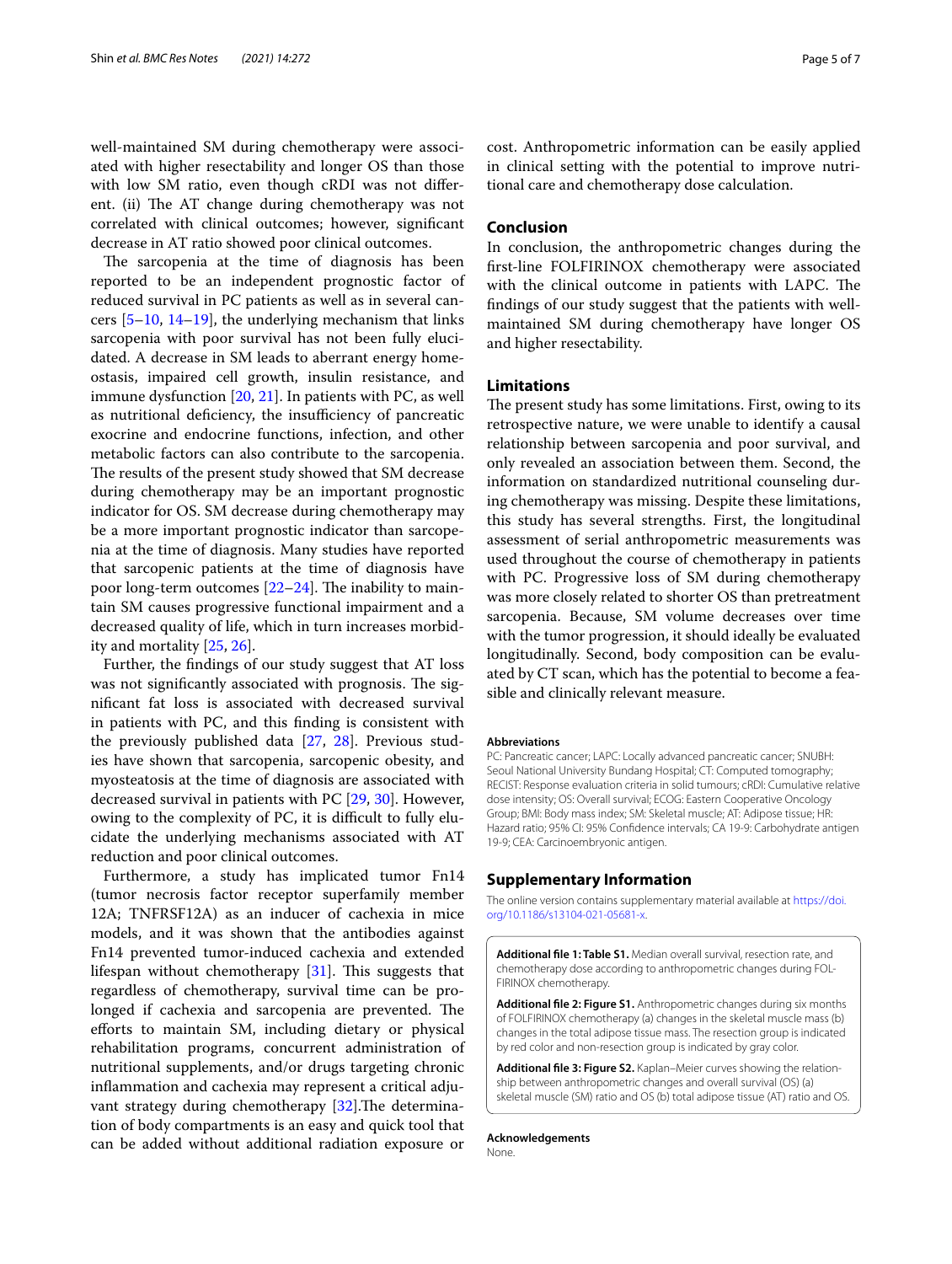well-maintained SM during chemotherapy were associated with higher resectability and longer OS than those with low SM ratio, even though cRDI was not different. (ii) The AT change during chemotherapy was not correlated with clinical outcomes; however, significant decrease in AT ratio showed poor clinical outcomes.

The sarcopenia at the time of diagnosis has been reported to be an independent prognostic factor of reduced survival in PC patients as well as in several cancers [5–10, 14–19], the underlying mechanism that links sarcopenia with poor survival has not been fully elucidated. A decrease in SM leads to aberrant energy homeostasis, impaired cell growth, insulin resistance, and immune dysfunction [20, 21]. In patients with PC, as well as nutritional deficiency, the insufficiency of pancreatic exocrine and endocrine functions, infection, and other metabolic factors can also contribute to the sarcopenia. The results of the present study showed that SM decrease during chemotherapy may be an important prognostic indicator for OS. SM decrease during chemotherapy may be a more important prognostic indicator than sarcopenia at the time of diagnosis. Many studies have reported that sarcopenic patients at the time of diagnosis have poor long-term outcomes [22–24]. The inability to maintain SM causes progressive functional impairment and a decreased quality of life, which in turn increases morbidity and mortality [25, 26].

Further, the findings of our study suggest that AT loss was not significantly associated with prognosis. The significant fat loss is associated with decreased survival in patients with PC, and this finding is consistent with the previously published data [27, 28]. Previous studies have shown that sarcopenia, sarcopenic obesity, and myosteatosis at the time of diagnosis are associated with decreased survival in patients with PC [29, 30]. However, owing to the complexity of PC, it is difficult to fully elucidate the underlying mechanisms associated with AT reduction and poor clinical outcomes.

Furthermore, a study has implicated tumor Fn14 (tumor necrosis factor receptor superfamily member 12A; TNFRSF12A) as an inducer of cachexia in mice models, and it was shown that the antibodies against Fn14 prevented tumor-induced cachexia and extended lifespan without chemotherapy [31]. This suggests that regardless of chemotherapy, survival time can be prolonged if cachexia and sarcopenia are prevented. The efforts to maintain SM, including dietary or physical rehabilitation programs, concurrent administration of nutritional supplements, and/or drugs targeting chronic inflammation and cachexia may represent a critical adjuvant strategy during chemotherapy [32].The determination of body compartments is an easy and quick tool that can be added without additional radiation exposure or cost. Anthropometric information can be easily applied in clinical setting with the potential to improve nutritional care and chemotherapy dose calculation.

## Conclusion

In conclusion, the anthropometric changes during the first-line FOLFIRINOX chemotherapy were associated with the clinical outcome in patients with LAPC. The findings of our study suggest that the patients with well-maintained SM during chemotherapy have longer OS and higher resectability.

## Limitations

The present study has some limitations. First, owing to its retrospective nature, we were unable to identify a causal relationship between sarcopenia and poor survival, and only revealed an association between them. Second, the information on standardized nutritional counseling during chemotherapy was missing. Despite these limitations, this study has several strengths. First, the longitudinal assessment of serial anthropometric measurements was used throughout the course of chemotherapy in patients with PC. Progressive loss of SM during chemotherapy was more closely related to shorter OS than pretreatment sarcopenia. Because, SM volume decreases over time with the tumor progression, it should ideally be evaluated longitudinally. Second, body composition can be evaluated by CT scan, which has the potential to become a feasible and clinically relevant measure.

#### Abbreviations

PC: Pancreatic cancer; LAPC: Locally advanced pancreatic cancer; SNUBH: Seoul National University Bundang Hospital; CT: Computed tomography; RECIST: Response evaluation criteria in solid tumours; cRDI: Cumulative relative dose intensity; OS: Overall survival; ECOG: Eastern Cooperative Oncology Group; BMI: Body mass index; SM: Skeletal muscle; AT: Adipose tissue; HR: Hazard ratio; 95% CI: 95% Confidence intervals; CA 19-9: Carbohydrate antigen 19-9; CEA: Carcinoembryonic antigen.

## Supplementary Information

The online version contains supplementary material available at https://doi.org/10.1186/s13104-021-05681-x.

**Additional file 1: Table S1.** Median overall survival, resection rate, and chemotherapy dose according to anthropometric changes during FOLFIRINOX chemotherapy.

**Additional file 2: Figure S1.** Anthropometric changes during six months of FOLFIRINOX chemotherapy (a) changes in the skeletal muscle mass (b) changes in the total adipose tissue mass. The resection group is indicated by red color and non-resection group is indicated by gray color.

**Additional file 3: Figure S2.** Kaplan–Meier curves showing the relationship between anthropometric changes and overall survival (OS) (a) skeletal muscle (SM) ratio and OS (b) total adipose tissue (AT) ratio and OS.

#### Acknowledgements

None.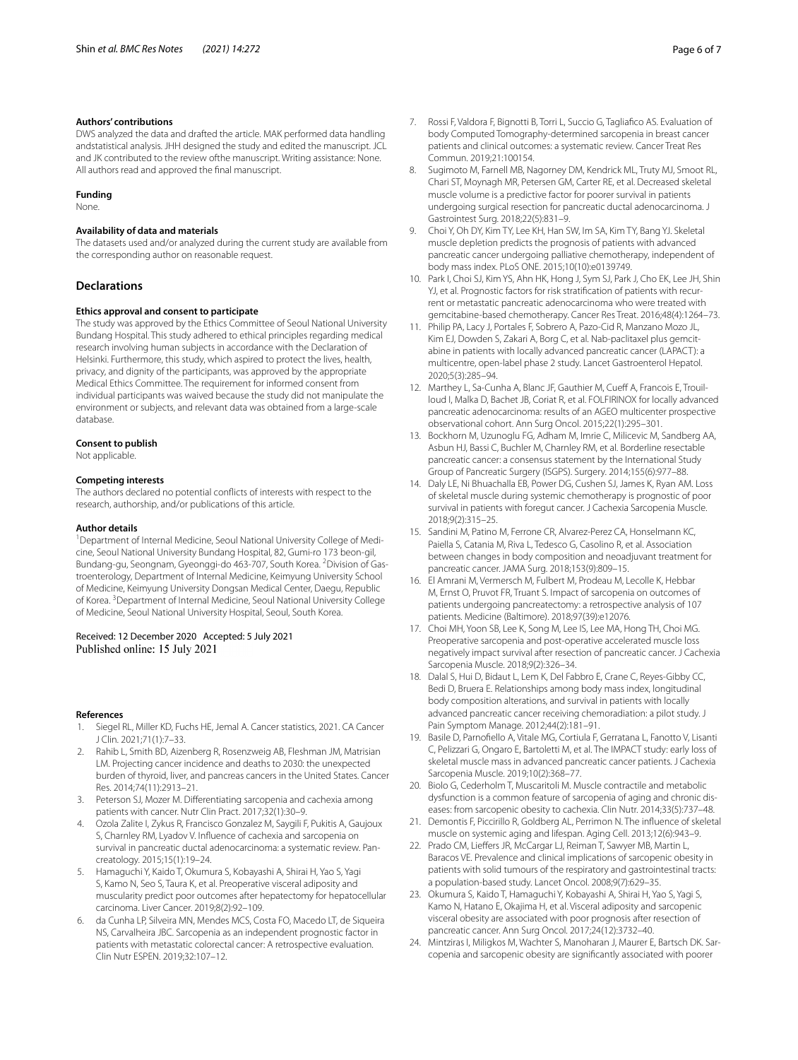**Authors' contributions**

DWS analyzed the data and drafted the article. MAK performed data handling andstatistical analysis. JHH designed the study and edited the manuscript. JCL and JK contributed to the review ofthe manuscript. Writing assistance: None. All authors read and approved the final manuscript.

**Funding**

None.

**Availability of data and materials**

The datasets used and/or analyzed during the current study are available from the corresponding author on reasonable request.

## Declarations

**Ethics approval and consent to participate**

The study was approved by the Ethics Committee of Seoul National University Bundang Hospital. This study adhered to ethical principles regarding medical research involving human subjects in accordance with the Declaration of Helsinki. Furthermore, this study, which aspired to protect the lives, health, privacy, and dignity of the participants, was approved by the appropriate Medical Ethics Committee. The requirement for informed consent from individual participants was waived because the study did not manipulate the environment or subjects, and relevant data was obtained from a large-scale database.

**Consent to publish**

Not applicable.

**Competing interests**

The authors declared no potential conflicts of interests with respect to the research, authorship, and/or publications of this article.

**Author details**

[1] Department of Internal Medicine, Seoul National University College of Medicine, Seoul National University Bundang Hospital, 82, Gumi-ro 173 beon-gil, Bundang-gu, Seongnam, Gyeonggi-do 463-707, South Korea. [2] Division of Gastroenterology, Department of Internal Medicine, Keimyung University School of Medicine, Keimyung University Dongsan Medical Center, Daegu, Republic of Korea. [3] Department of Internal Medicine, Seoul National University College of Medicine, Seoul National University Hospital, Seoul, South Korea.

Received: 12 December 2020 Accepted: 5 July 2021
Published online: 15 July 2021

**References**

1. Siegel RL, Miller KD, Fuchs HE, Jemal A. Cancer statistics, 2021. CA Cancer J Clin. 2021;71(1):7–33.
2. Rahib L, Smith BD, Aizenberg R, Rosenzweig AB, Fleshman JM, Matrisian LM. Projecting cancer incidence and deaths to 2030: the unexpected burden of thyroid, liver, and pancreas cancers in the United States. Cancer Res. 2014;74(11):2913–21.
3. Peterson SJ, Mozer M. Differentiating sarcopenia and cachexia among patients with cancer. Nutr Clin Pract. 2017;32(1):30–9.
4. Ozola Zalite I, Zykus R, Francisco Gonzalez M, Saygili F, Pukitis A, Gaujoux S, Charnley RM, Lyadov V. Influence of cachexia and sarcopenia on survival in pancreatic ductal adenocarcinoma: a systematic review. Pancreatology. 2015;15(1):19–24.
5. Hamaguchi Y, Kaido T, Okumura S, Kobayashi A, Shirai H, Yao S, Yagi S, Kamo N, Seo S, Taura K, et al. Preoperative visceral adiposity and muscularity predict poor outcomes after hepatectomy for hepatocellular carcinoma. Liver Cancer. 2019;8(2):92–109.
6. da Cunha LP, Silveira MN, Mendes MCS, Costa FO, Macedo LT, de Siqueira NS, Carvalheira JBC. Sarcopenia as an independent prognostic factor in patients with metastatic colorectal cancer: A retrospective evaluation. Clin Nutr ESPEN. 2019;32:107–12.
7. Rossi F, Valdora F, Bignotti B, Torri L, Succio G, Tagliafico AS. Evaluation of body Computed Tomography-determined sarcopenia in breast cancer patients and clinical outcomes: a systematic review. Cancer Treat Res Commun. 2019;21:100154.
8. Sugimoto M, Farnell MB, Nagorney DM, Kendrick ML, Truty MJ, Smoot RL, Chari ST, Moynagh MR, Petersen GM, Carter RE, et al. Decreased skeletal muscle volume is a predictive factor for poorer survival in patients undergoing surgical resection for pancreatic ductal adenocarcinoma. J Gastrointest Surg. 2018;22(5):831–9.
9. Choi Y, Oh DY, Kim TY, Lee KH, Han SW, Im SA, Kim TY, Bang YJ. Skeletal muscle depletion predicts the prognosis of patients with advanced pancreatic cancer undergoing palliative chemotherapy, independent of body mass index. PLoS ONE. 2015;10(10):e0139749.
10. Park I, Choi SJ, Kim YS, Ahn HK, Hong J, Sym SJ, Park J, Cho EK, Lee JH, Shin YJ, et al. Prognostic factors for risk stratification of patients with recurrent or metastatic pancreatic adenocarcinoma who were treated with gemcitabine-based chemotherapy. Cancer Res Treat. 2016;48(4):1264–73.
11. Philip PA, Lacy J, Portales F, Sobrero A, Pazo-Cid R, Manzano Mozo JL, Kim EJ, Dowden S, Zakari A, Borg C, et al. Nab-paclitaxel plus gemcitabine in patients with locally advanced pancreatic cancer (LAPACT): a multicentre, open-label phase 2 study. Lancet Gastroenterol Hepatol. 2020;5(3):285–94.
12. Marthey L, Sa-Cunha A, Blanc JF, Gauthier M, Cueff A, Francois E, Trouilloud I, Malka D, Bachet JB, Coriat R, et al. FOLFIRINOX for locally advanced pancreatic adenocarcinoma: results of an AGEO multicenter prospective observational cohort. Ann Surg Oncol. 2015;22(1):295–301.
13. Bockhorn M, Uzunoglu FG, Adham M, Imrie C, Milicevic M, Sandberg AA, Asbun HJ, Bassi C, Buchler M, Charnley RM, et al. Borderline resectable pancreatic cancer: a consensus statement by the International Study Group of Pancreatic Surgery (ISGPS). Surgery. 2014;155(6):977–88.
14. Daly LE, Ni Bhuachalla EB, Power DG, Cushen SJ, James K, Ryan AM. Loss of skeletal muscle during systemic chemotherapy is prognostic of poor survival in patients with foregut cancer. J Cachexia Sarcopenia Muscle. 2018;9(2):315–25.
15. Sandini M, Patino M, Ferrone CR, Alvarez-Perez CA, Honselmann KC, Paiella S, Catania M, Riva L, Tedesco G, Casolino R, et al. Association between changes in body composition and neoadjuvant treatment for pancreatic cancer. JAMA Surg. 2018;153(9):809–15.
16. El Amrani M, Vermersch M, Fulbert M, Prodeau M, Lecolle K, Hebbar M, Ernst O, Pruvot FR, Truant S. Impact of sarcopenia on outcomes of patients undergoing pancreatectomy: a retrospective analysis of 107 patients. Medicine (Baltimore). 2018;97(39):e12076.
17. Choi MH, Yoon SB, Lee K, Song M, Lee IS, Lee MA, Hong TH, Choi MG. Preoperative sarcopenia and post-operative accelerated muscle loss negatively impact survival after resection of pancreatic cancer. J Cachexia Sarcopenia Muscle. 2018;9(2):326–34.
18. Dalal S, Hui D, Bidaut L, Lem K, Del Fabbro E, Crane C, Reyes-Gibby CC, Bedi D, Bruera E. Relationships among body mass index, longitudinal body composition alterations, and survival in patients with locally advanced pancreatic cancer receiving chemoradiation: a pilot study. J Pain Symptom Manage. 2012;44(2):181–91.
19. Basile D, Parnofiello A, Vitale MG, Cortiula F, Gerratana L, Fanotto V, Lisanti C, Pelizzari G, Ongaro E, Bartoletti M, et al. The IMPACT study: early loss of skeletal muscle mass in advanced pancreatic cancer patients. J Cachexia Sarcopenia Muscle. 2019;10(2):368–77.
20. Biolo G, Cederholm T, Muscaritoli M. Muscle contractile and metabolic dysfunction is a common feature of sarcopenia of aging and chronic diseases: from sarcopenic obesity to cachexia. Clin Nutr. 2014;33(5):737–48.
21. Demontis F, Piccirillo R, Goldberg AL, Perrimon N. The influence of skeletal muscle on systemic aging and lifespan. Aging Cell. 2013;12(6):943–9.
22. Prado CM, Lieffers JR, McCargar LJ, Reiman T, Sawyer MB, Martin L, Baracos VE. Prevalence and clinical implications of sarcopenic obesity in patients with solid tumours of the respiratory and gastrointestinal tracts: a population-based study. Lancet Oncol. 2008;9(7):629–35.
23. Okumura S, Kaido T, Hamaguchi Y, Kobayashi A, Shirai H, Yao S, Yagi S, Kamo N, Hatano E, Okajima H, et al. Visceral adiposity and sarcopenic visceral obesity are associated with poor prognosis after resection of pancreatic cancer. Ann Surg Oncol. 2017;24(12):3732–40.
24. Mintziras I, Miligkos M, Wachter S, Manoharan J, Maurer E, Bartsch DK. Sarcopenia and sarcopenic obesity are significantly associated with poorer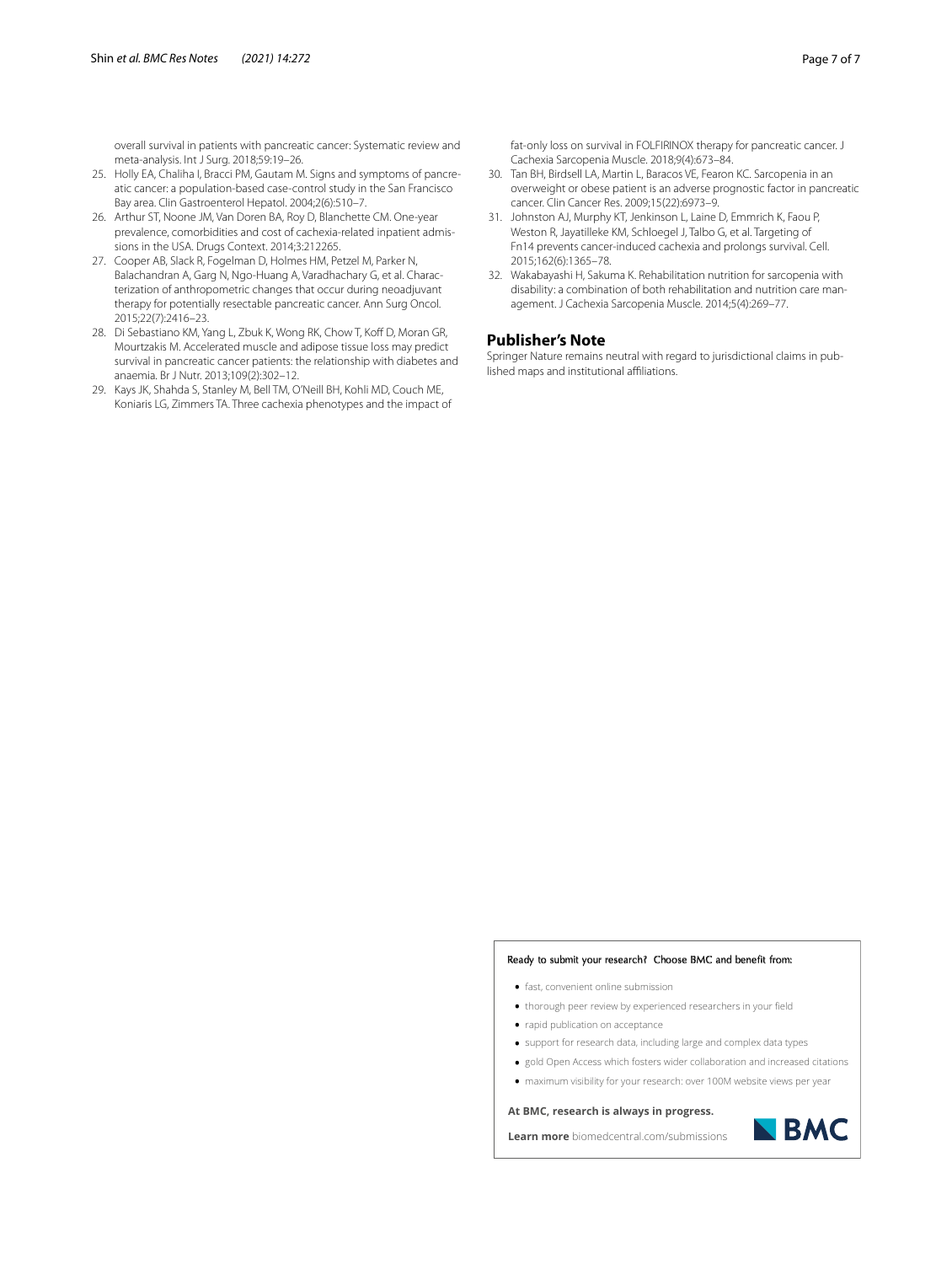overall survival in patients with pancreatic cancer: Systematic review and meta-analysis. Int J Surg. 2018;59:19–26.

25. Holly EA, Chaliha I, Bracci PM, Gautam M. Signs and symptoms of pancreatic cancer: a population-based case-control study in the San Francisco Bay area. Clin Gastroenterol Hepatol. 2004;2(6):510–7.
26. Arthur ST, Noone JM, Van Doren BA, Roy D, Blanchette CM. One-year prevalence, comorbidities and cost of cachexia-related inpatient admissions in the USA. Drugs Context. 2014;3:212265.
27. Cooper AB, Slack R, Fogelman D, Holmes HM, Petzel M, Parker N, Balachandran A, Garg N, Ngo-Huang A, Varadhachary G, et al. Characterization of anthropometric changes that occur during neoadjuvant therapy for potentially resectable pancreatic cancer. Ann Surg Oncol. 2015;22(7):2416–23.
28. Di Sebastiano KM, Yang L, Zbuk K, Wong RK, Chow T, Koff D, Moran GR, Mourtzakis M. Accelerated muscle and adipose tissue loss may predict survival in pancreatic cancer patients: the relationship with diabetes and anaemia. Br J Nutr. 2013;109(2):302–12.
29. Kays JK, Shahda S, Stanley M, Bell TM, O'Neill BH, Kohli MD, Couch ME, Koniaris LG, Zimmers TA. Three cachexia phenotypes and the impact of fat-only loss on survival in FOLFIRINOX therapy for pancreatic cancer. J Cachexia Sarcopenia Muscle. 2018;9(4):673–84.
30. Tan BH, Birdsell LA, Martin L, Baracos VE, Fearon KC. Sarcopenia in an overweight or obese patient is an adverse prognostic factor in pancreatic cancer. Clin Cancer Res. 2009;15(22):6973–9.
31. Johnston AJ, Murphy KT, Jenkinson L, Laine D, Emmrich K, Faou P, Weston R, Jayatilleke KM, Schloegel J, Talbo G, et al. Targeting of Fn14 prevents cancer-induced cachexia and prolongs survival. Cell. 2015;162(6):1365–78.
32. Wakabayashi H, Sakuma K. Rehabilitation nutrition for sarcopenia with disability: a combination of both rehabilitation and nutrition care management. J Cachexia Sarcopenia Muscle. 2014;5(4):269–77.

## Publisher's Note

Springer Nature remains neutral with regard to jurisdictional claims in published maps and institutional affiliations.

Ready to submit your research? Choose BMC and benefit from:

- fast, convenient online submission
- thorough peer review by experienced researchers in your field
- rapid publication on acceptance
- support for research data, including large and complex data types
- gold Open Access which fosters wider collaboration and increased citations
- maximum visibility for your research: over 100M website views per year

**At BMC, research is always in progress.**

**Learn more** biomedcentral.com/submissions

BMC